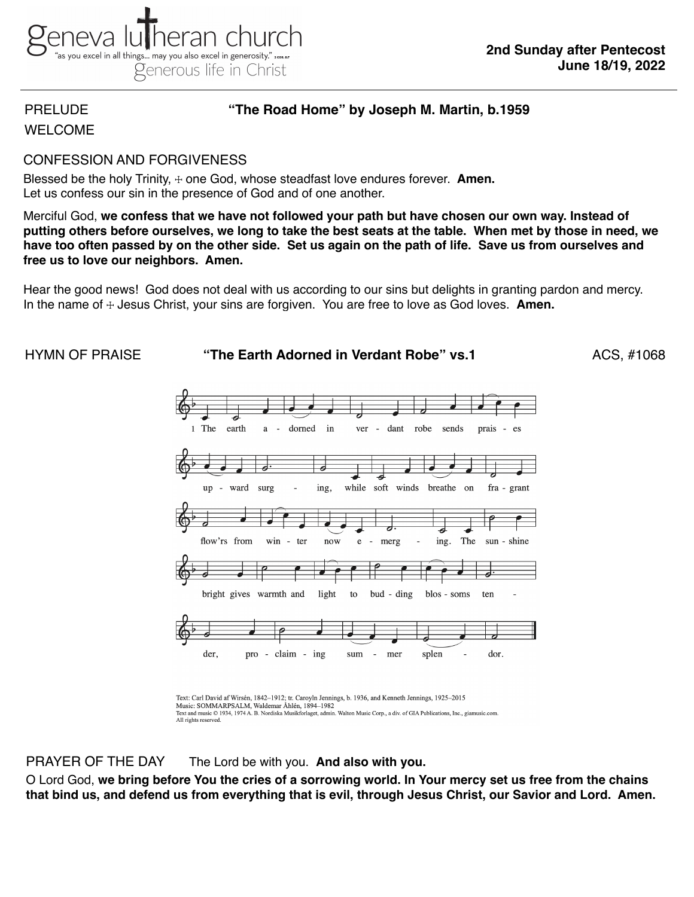geneva lutheran church
"as you excel in all things... may you also excel in generosity." 2 Cor. 8:7
generous life in Christ

**2nd Sunday after Pentecost**
**June 18/19, 2022**

PRELUDE **"The Road Home" by Joseph M. Martin, b.1959**

WELCOME

CONFESSION AND FORGIVENESS

Blessed be the holy Trinity, ☩ one God, whose steadfast love endures forever. **Amen.**
Let us confess our sin in the presence of God and of one another.

Merciful God, **we confess that we have not followed your path but have chosen our own way. Instead of putting others before ourselves, we long to take the best seats at the table. When met by those in need, we have too often passed by on the other side. Set us again on the path of life. Save us from ourselves and free us to love our neighbors. Amen.**

Hear the good news! God does not deal with us according to our sins but delights in granting pardon and mercy. In the name of ☩ Jesus Christ, your sins are forgiven. You are free to love as God loves. **Amen.**

HYMN OF PRAISE **"The Earth Adorned in Verdant Robe" vs.1** ACS, #1068

1 The earth adorned in verdant robe sends praises upward surging, while soft winds breathe on fragrant flow'rs from winter now emerging. The sunshine bright gives warmth and light to budding blossoms tender, proclaiming summer splendor.

Text: Carl David af Wirsén, 1842–1912; tr. Carolyn Jennings, b. 1936, and Kenneth Jennings, 1925–2015
Music: SOMMARPSALM, Waldemar Åhlén, 1894–1982
Text and music © 1934, 1974 A. B. Nordiska Musikforlaget, admin. Walton Music Corp., a div. of GIA Publications, Inc., giamusic.com. All rights reserved.

PRAYER OF THE DAY The Lord be with you. **And also with you.**

O Lord God, **we bring before You the cries of a sorrowing world. In Your mercy set us free from the chains that bind us, and defend us from everything that is evil, through Jesus Christ, our Savior and Lord. Amen.**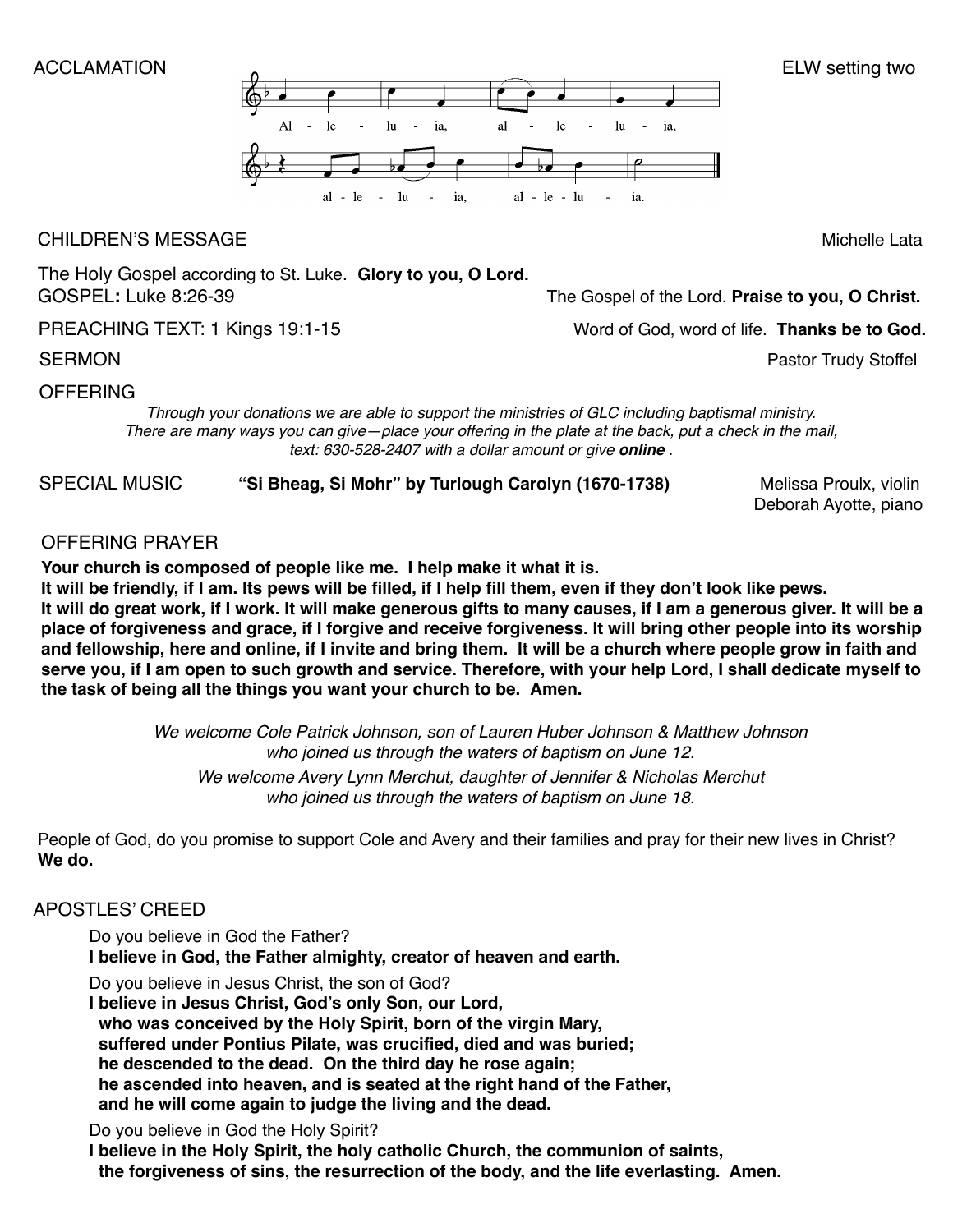ACCLAMATION — ELW setting two

Al - le - lu - ia, al - le - lu - ia,
al - le - lu - ia, al - le - lu - ia.

CHILDREN'S MESSAGE — Michelle Lata

The Holy Gospel according to St. Luke. **Glory to you, O Lord.**

GOSPEL**:** Luke 8:26-39 — The Gospel of the Lord. **Praise to you, O Christ.**

PREACHING TEXT: 1 Kings 19:1-15 — Word of God, word of life. **Thanks be to God.**

SERMON — Pastor Trudy Stoffel

OFFERING

*Through your donations we are able to support the ministries of GLC including baptismal ministry. There are many ways you can give—place your offering in the plate at the back, put a check in the mail, text: 630-528-2407 with a dollar amount or give* ***online*** *.*

SPECIAL MUSIC **"Si Bheag, Si Mohr" by Turlough Carolyn (1670-1738)** — Melissa Proulx, violin; Deborah Ayotte, piano

OFFERING PRAYER

**Your church is composed of people like me. I help make it what it is.**
**It will be friendly, if I am. Its pews will be filled, if I help fill them, even if they don't look like pews.**
**It will do great work, if I work. It will make generous gifts to many causes, if I am a generous giver. It will be a place of forgiveness and grace, if I forgive and receive forgiveness. It will bring other people into its worship and fellowship, here and online, if I invite and bring them. It will be a church where people grow in faith and serve you, if I am open to such growth and service. Therefore, with your help Lord, I shall dedicate myself to the task of being all the things you want your church to be. Amen.**

*We welcome Cole Patrick Johnson, son of Lauren Huber Johnson & Matthew Johnson who joined us through the waters of baptism on June 12.*

*We welcome Avery Lynn Merchut, daughter of Jennifer & Nicholas Merchut who joined us through the waters of baptism on June 18.*

People of God, do you promise to support Cole and Avery and their families and pray for their new lives in Christ?
**We do.**

APOSTLES' CREED

Do you believe in God the Father?
**I believe in God, the Father almighty, creator of heaven and earth.**

Do you believe in Jesus Christ, the son of God?
**I believe in Jesus Christ, God's only Son, our Lord,**
**who was conceived by the Holy Spirit, born of the virgin Mary,**
**suffered under Pontius Pilate, was crucified, died and was buried;**
**he descended to the dead. On the third day he rose again;**
**he ascended into heaven, and is seated at the right hand of the Father,**
**and he will come again to judge the living and the dead.**

Do you believe in God the Holy Spirit?
**I believe in the Holy Spirit, the holy catholic Church, the communion of saints,**
**the forgiveness of sins, the resurrection of the body, and the life everlasting. Amen.**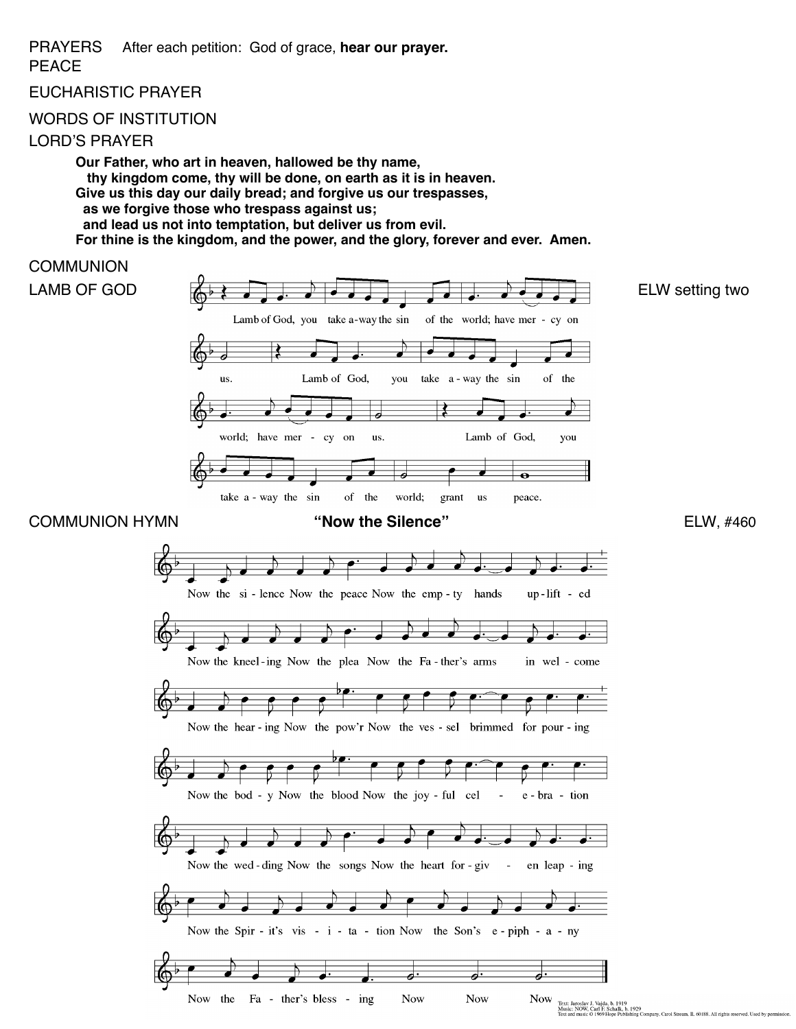PRAYERS After each petition: God of grace, **hear our prayer.**

PEACE

EUCHARISTIC PRAYER

WORDS OF INSTITUTION

LORD'S PRAYER

**Our Father, who art in heaven, hallowed be thy name,**
**thy kingdom come, thy will be done, on earth as it is in heaven.**
**Give us this day our daily bread; and forgive us our trespasses,**
**as we forgive those who trespass against us;**
**and lead us not into temptation, but deliver us from evil.**
**For thine is the kingdom, and the power, and the glory, forever and ever. Amen.**

COMMUNION

LAMB OF GOD ELW setting two

Lamb of God, you take away the sin of the world; have mercy on us.
Lamb of God, you take away the sin of the world; have mercy on us.
Lamb of God, you take away the sin of the world; grant us peace.

COMMUNION HYMN **"Now the Silence"** ELW, #460

Now the silence Now the peace Now the empty hands uplifted
Now the kneeling Now the plea Now the Father's arms in welcome
Now the hearing Now the pow'r Now the vessel brimmed for pouring
Now the body Now the blood Now the joyful celebration
Now the wedding Now the songs Now the heart forgiven leaping
Now the Spirit's visitation Now the Son's epiphany
Now the Father's blessing Now Now Now

Text: Jaroslav J. Vajda, b. 1919
Music: NOW, Carl F. Schalk, b. 1929
Text and music © 1969 Hope Publishing Company, Carol Stream, IL 60188. All rights reserved. Used by permission.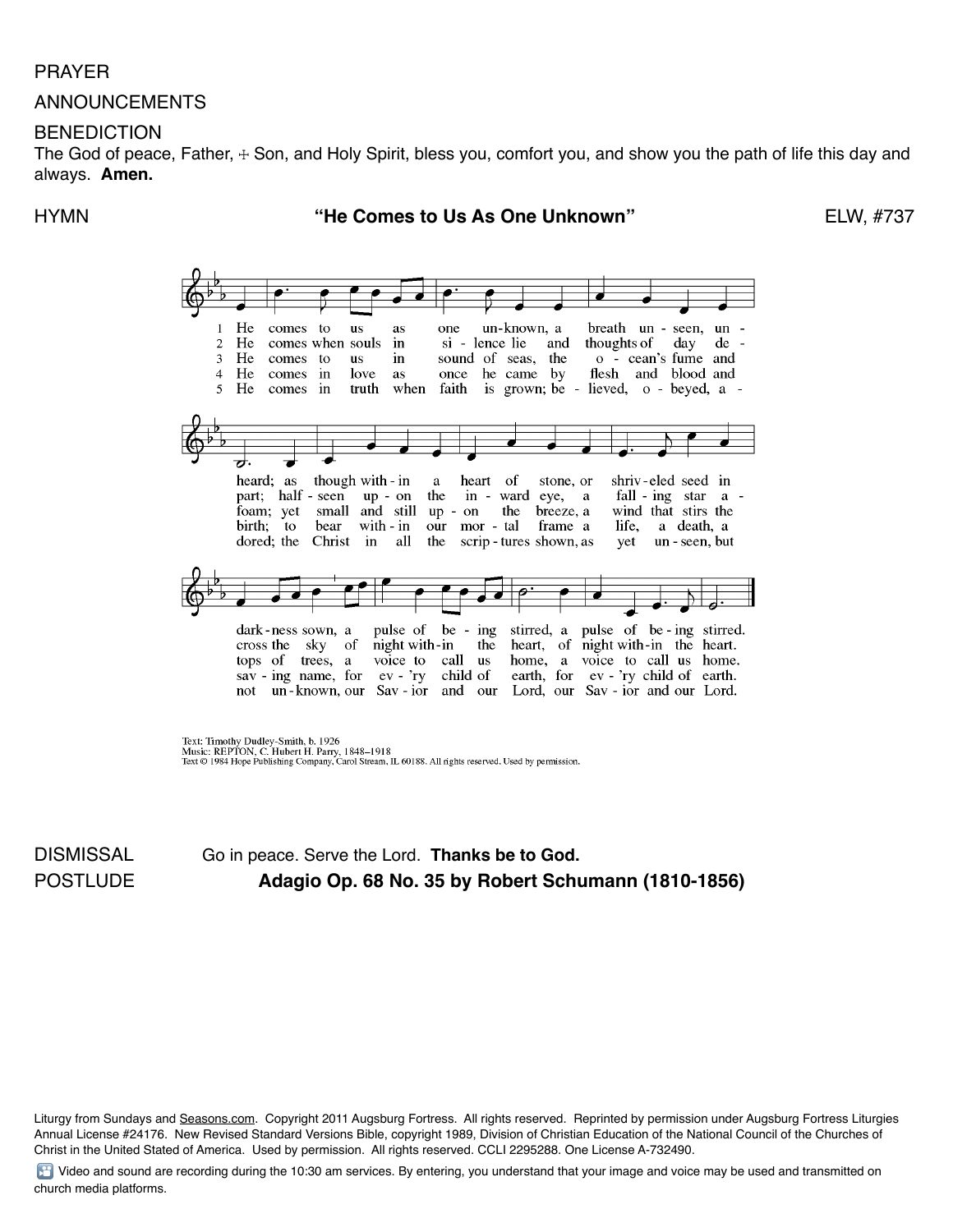PRAYER

ANNOUNCEMENTS

BENEDICTION

The God of peace, Father, ☩ Son, and Holy Spirit, bless you, comfort you, and show you the path of life this day and always. **Amen.**

HYMN **"He Comes to Us As One Unknown"** ELW, #737

1 He comes to us as one un-known, a breath un - seen, un - heard; as though with - in a heart of stone, or shriv - eled seed in dark - ness sown, a pulse of be - ing stirred, a pulse of be - ing stirred.

2 He comes when souls in si - lence lie and thoughts of day de - part; half - seen up - on the in - ward eye, a fall - ing star a - cross the sky of night with - in the heart, of night with - in the heart.

3 He comes to us in sound of seas, the o - cean's fume and foam; yet small and still up - on the breeze, a wind that stirs the tops of trees, a voice to call us home, a voice to call us home.

4 He comes in love as once he came by flesh and blood and birth; to bear with - in our mor - tal frame a life, a death, a sav - ing name, for ev - 'ry child of earth, for ev - 'ry child of earth.

5 He comes in truth when faith is grown; be - lieved, o - beyed, a - dored; the Christ in all the scrip - tures shown, as yet un - seen, but not un - known, our Sav - ior and our Lord, our Sav - ior and our Lord.

Text: Timothy Dudley-Smith, b. 1926
Music: REPTON, C. Hubert H. Parry, 1848–1918
Text © 1984 Hope Publishing Company, Carol Stream, IL 60188. All rights reserved. Used by permission.

DISMISSAL Go in peace. Serve the Lord. **Thanks be to God.**

POSTLUDE **Adagio Op. 68 No. 35 by Robert Schumann (1810-1856)**

Liturgy from Sundays and Seasons.com. Copyright 2011 Augsburg Fortress. All rights reserved. Reprinted by permission under Augsburg Fortress Liturgies Annual License #24176. New Revised Standard Versions Bible, copyright 1989, Division of Christian Education of the National Council of the Churches of Christ in the United Stated of America. Used by permission. All rights reserved. CCLI 2295288. One License A-732490.

Video and sound are recording during the 10:30 am services. By entering, you understand that your image and voice may be used and transmitted on church media platforms.